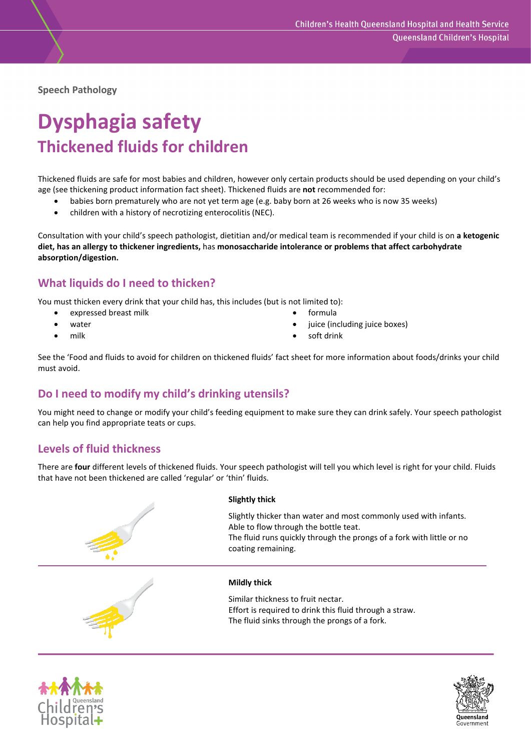Speech Pathology

# Dysphagia safety

## Thickened fluids for children

Thickened fluids are safe for most babies and children, however only certain products should be used depending on your child's age (see thickening product information fact sheet). Thickened fluids are **not** recommended for:

- babies born prematurely who are not yet term age (e.g. baby born at 26 weeks who is now 35 weeks)
- children with a history of necrotizing enterocolitis (NEC).

Consultation with your child's speech pathologist, dietitian and/or medical team is recommended if your child is on **a ketogenic diet, has an allergy to thickener ingredients,** has **monosaccharide intolerance or problems that affect carbohydrate absorption/digestion.**

### What liquids do I need to thicken?

You must thicken every drink that your child has, this includes (but is not limited to):

- expressed breast milk
- water
- milk
- formula
- juice (including juice boxes)
- soft drink

See the 'Food and fluids to avoid for children on thickened fluids' fact sheet for more information about foods/drinks your child must avoid.

### Do I need to modify my child's drinking utensils?

You might need to change or modify your child's feeding equipment to make sure they can drink safely. Your speech pathologist can help you find appropriate teats or cups.

### Levels of fluid thickness

There are **four** different levels of thickened fluids. Your speech pathologist will tell you which level is right for your child. Fluids that have not been thickened are called 'regular' or 'thin' fluids.

**Slightly thick**

Slightly thicker than water and most commonly used with infants.
Able to flow through the bottle teat.
The fluid runs quickly through the prongs of a fork with little or no coating remaining.

**Mildly thick**

Similar thickness to fruit nectar.
Effort is required to drink this fluid through a straw.
The fluid sinks through the prongs of a fork.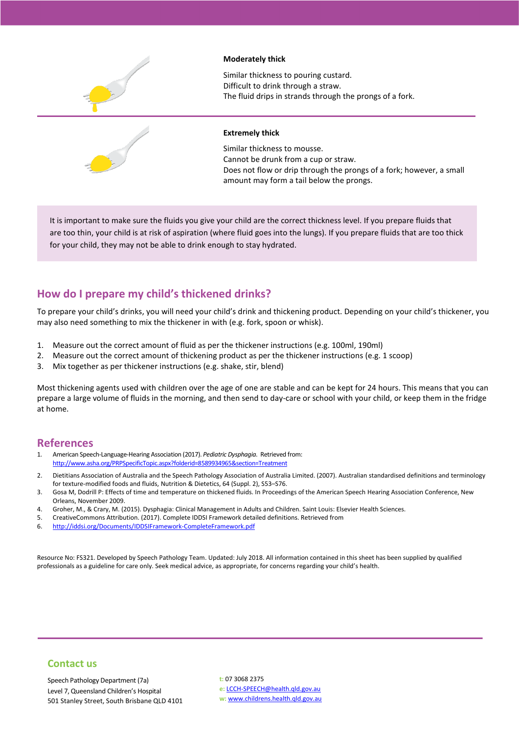**Moderately thick**

Similar thickness to pouring custard.
Difficult to drink through a straw.
The fluid drips in strands through the prongs of a fork.

**Extremely thick**

Similar thickness to mousse.
Cannot be drunk from a cup or straw.
Does not flow or drip through the prongs of a fork; however, a small amount may form a tail below the prongs.

It is important to make sure the fluids you give your child are the correct thickness level. If you prepare fluids that are too thin, your child is at risk of aspiration (where fluid goes into the lungs). If you prepare fluids that are too thick for your child, they may not be able to drink enough to stay hydrated.

## How do I prepare my child's thickened drinks?

To prepare your child's drinks, you will need your child's drink and thickening product. Depending on your child's thickener, you may also need something to mix the thickener in with (e.g. fork, spoon or whisk).

1. Measure out the correct amount of fluid as per the thickener instructions (e.g. 100ml, 190ml)
2. Measure out the correct amount of thickening product as per the thickener instructions (e.g. 1 scoop)
3. Mix together as per thickener instructions (e.g. shake, stir, blend)

Most thickening agents used with children over the age of one are stable and can be kept for 24 hours. This means that you can prepare a large volume of fluids in the morning, and then send to day-care or school with your child, or keep them in the fridge at home.

## References

1. American Speech-Language-Hearing Association (2017). *Pediatric Dysphagia.* Retrieved from: http://www.asha.org/PRPSpecificTopic.aspx?folderid=8589934965&section=Treatment
2. Dietitians Association of Australia and the Speech Pathology Association of Australia Limited. (2007). Australian standardised definitions and terminology for texture-modified foods and fluids, Nutrition & Dietetics, 64 (Suppl. 2), S53–S76.
3. Gosa M, Dodrill P: Effects of time and temperature on thickened fluids. In Proceedings of the American Speech Hearing Association Conference, New Orleans, November 2009.
4. Groher, M., & Crary, M. (2015). Dysphagia: Clinical Management in Adults and Children. Saint Louis: Elsevier Health Sciences.
5. CreativeCommons Attribution. (2017). Complete IDDSI Framework detailed definitions. Retrieved from
6. http://iddsi.org/Documents/IDDSIFramework-CompleteFramework.pdf

Resource No: FS321. Developed by Speech Pathology Team. Updated: July 2018. All information contained in this sheet has been supplied by qualified professionals as a guideline for care only. Seek medical advice, as appropriate, for concerns regarding your child's health.

## Contact us

Speech Pathology Department (7a)
Level 7, Queensland Children's Hospital
501 Stanley Street, South Brisbane QLD 4101

t: 07 3068 2375
e: LCCH-SPEECH@health.qld.gov.au
w: www.childrens.health.qld.gov.au